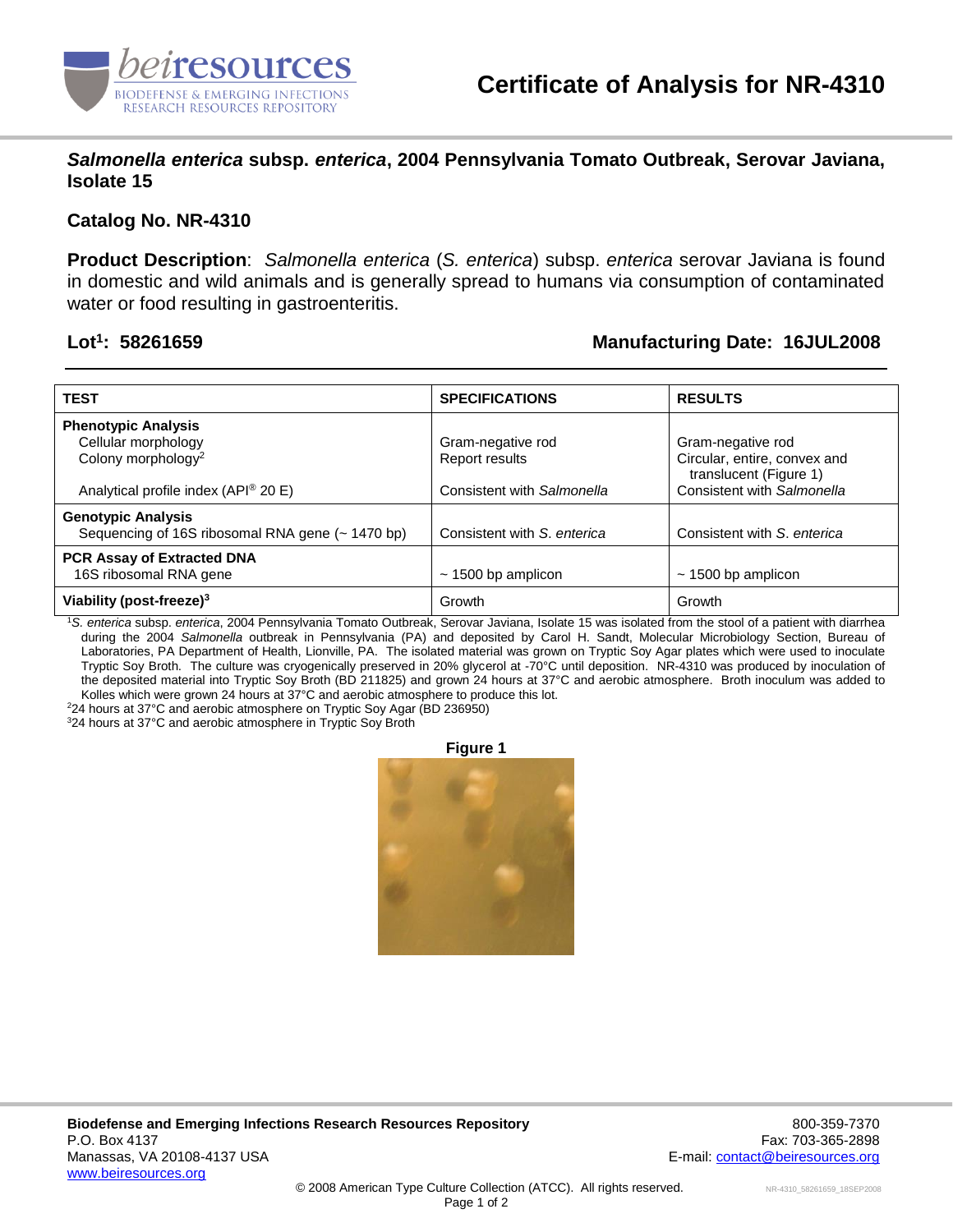# Certificate of Analysis for NR-4310

## *Salmonella enterica* subsp. *enterica*, 2004 Pennsylvania Tomato Outbreak, Serovar Javiana, Isolate 15

### Catalog No. NR-4310

**Product Description**: *Salmonella enterica* (*S. enterica*) subsp. *enterica* serovar Javiana is found in domestic and wild animals and is generally spread to humans via consumption of contaminated water or food resulting in gastroenteritis.

**Lot[1]: 58261659** **Manufacturing Date: 16JUL2008**

| TEST | SPECIFICATIONS | RESULTS |
|---|---|---|
| **Phenotypic Analysis** | | |
| Cellular morphology | Gram-negative rod | Gram-negative rod |
| Colony morphology[2] | Report results | Circular, entire, convex and translucent (Figure 1) |
| Analytical profile index (API® 20 E) | Consistent with *Salmonella* | Consistent with *Salmonella* |
| **Genotypic Analysis** | | |
| Sequencing of 16S ribosomal RNA gene (~ 1470 bp) | Consistent with *S. enterica* | Consistent with *S. enterica* |
| **PCR Assay of Extracted DNA** | | |
| 16S ribosomal RNA gene | ~ 1500 bp amplicon | ~ 1500 bp amplicon |
| **Viability (post-freeze)[3]** | Growth | Growth |

[1] *S. enterica* subsp. *enterica*, 2004 Pennsylvania Tomato Outbreak, Serovar Javiana, Isolate 15 was isolated from the stool of a patient with diarrhea during the 2004 *Salmonella* outbreak in Pennsylvania (PA) and deposited by Carol H. Sandt, Molecular Microbiology Section, Bureau of Laboratories, PA Department of Health, Lionville, PA. The isolated material was grown on Tryptic Soy Agar plates which were used to inoculate Tryptic Soy Broth. The culture was cryogenically preserved in 20% glycerol at -70°C until deposition. NR-4310 was produced by inoculation of the deposited material into Tryptic Soy Broth (BD 211825) and grown 24 hours at 37°C and aerobic atmosphere. Broth inoculum was added to Kolles which were grown 24 hours at 37°C and aerobic atmosphere to produce this lot.

[2] 24 hours at 37°C and aerobic atmosphere on Tryptic Soy Agar (BD 236950)

[3] 24 hours at 37°C and aerobic atmosphere in Tryptic Soy Broth

**Figure 1**

**Biodefense and Emerging Infections Research Resources Repository**
P.O. Box 4137
Manassas, VA 20108-4137 USA
www.beiresources.org

800-359-7370
Fax: 703-365-2898
E-mail: contact@beiresources.org

© 2008 American Type Culture Collection (ATCC). All rights reserved.

NR-4310_58261659_18SEP2008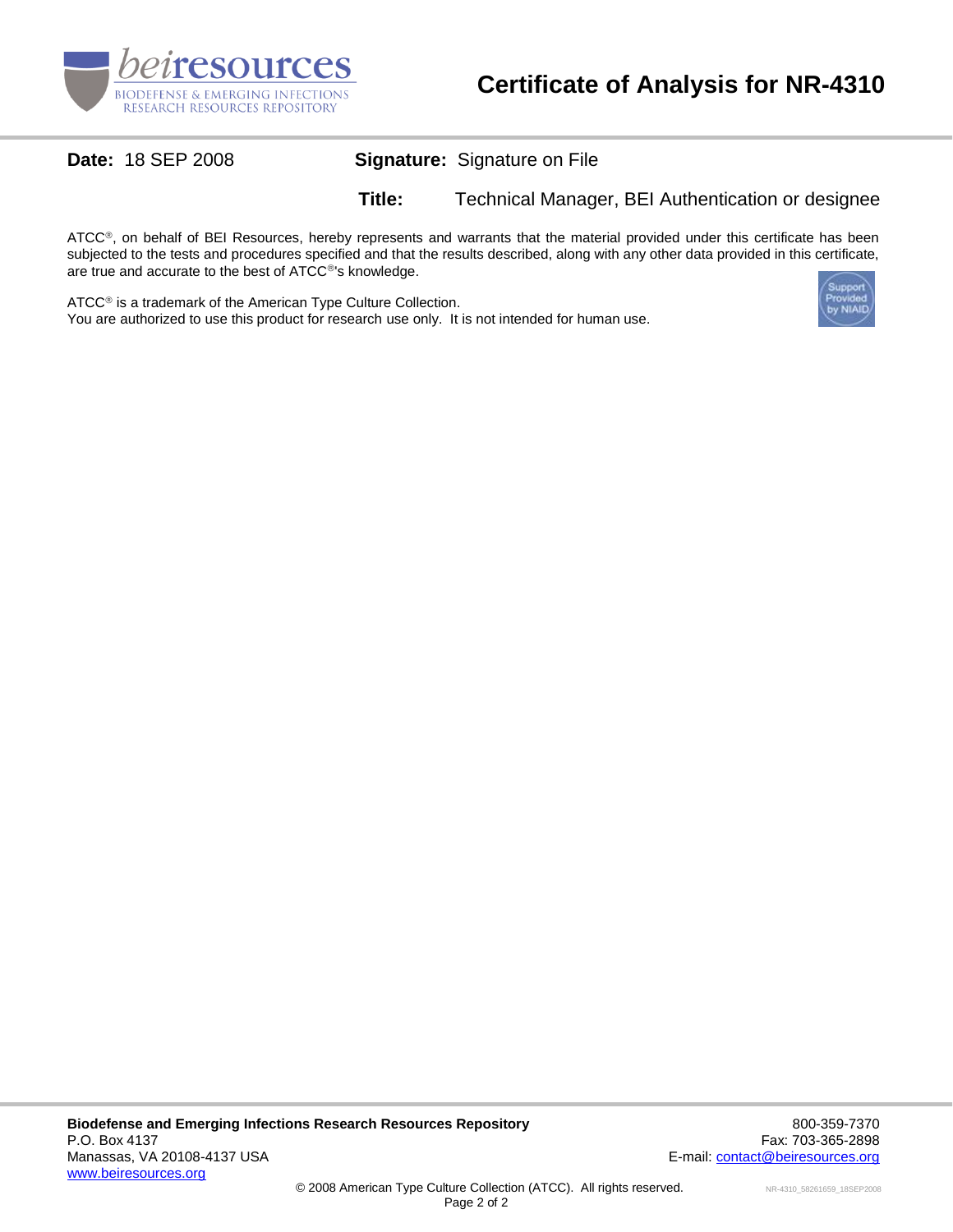# Certificate of Analysis for NR-4310

**Date:** 18 SEP 2008 **Signature:** Signature on File

**Title:** Technical Manager, BEI Authentication or designee

ATCC®, on behalf of BEI Resources, hereby represents and warrants that the material provided under this certificate has been subjected to the tests and procedures specified and that the results described, along with any other data provided in this certificate, are true and accurate to the best of ATCC®'s knowledge.

ATCC® is a trademark of the American Type Culture Collection.
You are authorized to use this product for research use only. It is not intended for human use.

**Biodefense and Emerging Infections Research Resources Repository**
P.O. Box 4137
Manassas, VA 20108-4137 USA
www.beiresources.org

800-359-7370
Fax: 703-365-2898
E-mail: contact@beiresources.org

© 2008 American Type Culture Collection (ATCC). All rights reserved.

NR-4310_58261659_18SEP2008